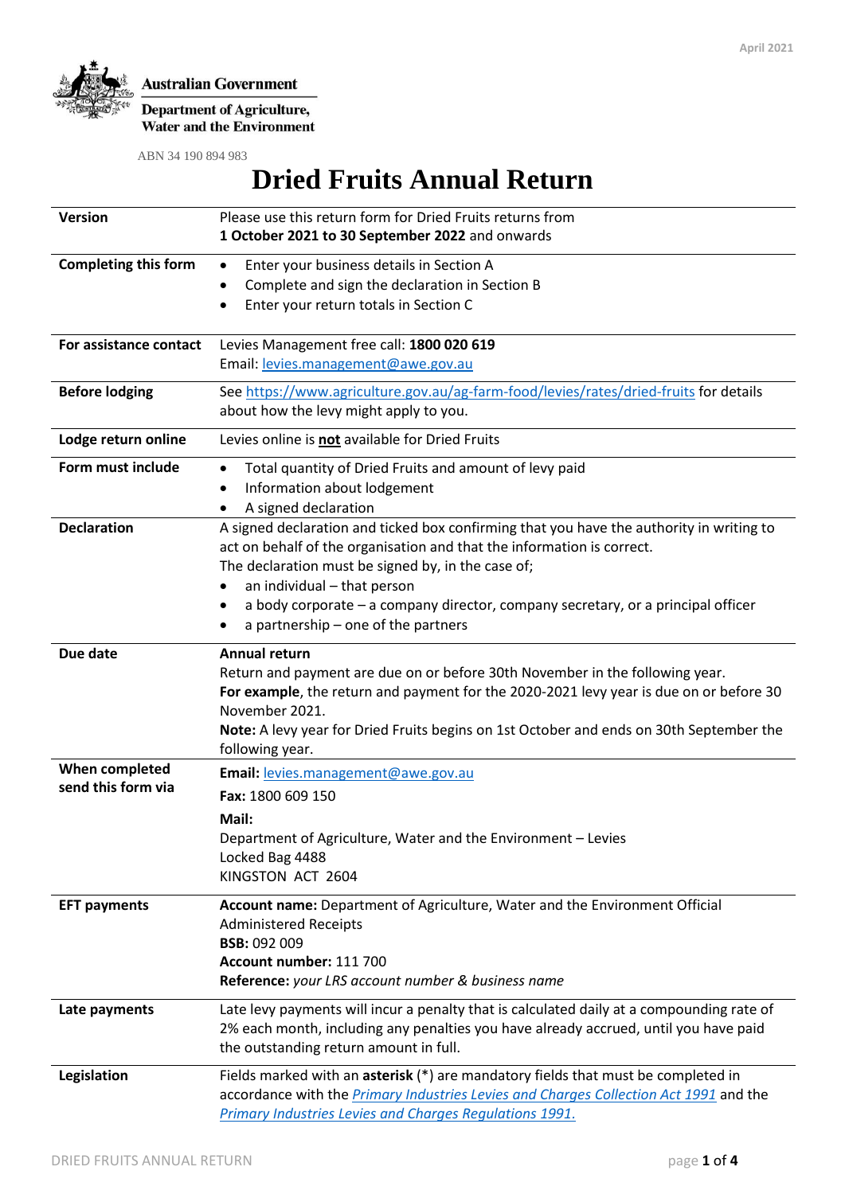April 2021

Australian Government

Department of Agriculture, Water and the Environment

ABN 34 190 894 983

# Dried Fruits Annual Return

| | |
|---|---|
| **Version** | Please use this return form for Dried Fruits returns from **1 October 2021 to 30 September 2022** and onwards |
| **Completing this form** | • Enter your business details in Section A<br>• Complete and sign the declaration in Section B<br>• Enter your return totals in Section C |
| **For assistance contact** | Levies Management free call: **1800 020 619**<br>Email: levies.management@awe.gov.au |
| **Before lodging** | See https://www.agriculture.gov.au/ag-farm-food/levies/rates/dried-fruits for details about how the levy might apply to you. |
| **Lodge return online** | Levies online is **not** available for Dried Fruits |
| **Form must include** | • Total quantity of Dried Fruits and amount of levy paid<br>• Information about lodgement<br>• A signed declaration |
| **Declaration** | A signed declaration and ticked box confirming that you have the authority in writing to act on behalf of the organisation and that the information is correct.<br>The declaration must be signed by, in the case of;<br>• an individual – that person<br>• a body corporate – a company director, company secretary, or a principal officer<br>• a partnership – one of the partners |
| **Due date** | **Annual return**<br>Return and payment are due on or before 30th November in the following year.<br>**For example**, the return and payment for the 2020-2021 levy year is due on or before 30 November 2021.<br>**Note:** A levy year for Dried Fruits begins on 1st October and ends on 30th September the following year. |
| **When completed send this form via** | **Email:** levies.management@awe.gov.au<br>**Fax:** 1800 609 150<br>**Mail:**<br>Department of Agriculture, Water and the Environment – Levies<br>Locked Bag 4488<br>KINGSTON ACT 2604 |
| **EFT payments** | **Account name:** Department of Agriculture, Water and the Environment Official Administered Receipts<br>**BSB:** 092 009<br>**Account number:** 111 700<br>**Reference:** *your LRS account number & business name* |
| **Late payments** | Late levy payments will incur a penalty that is calculated daily at a compounding rate of 2% each month, including any penalties you have already accrued, until you have paid the outstanding return amount in full. |
| **Legislation** | Fields marked with an **asterisk** (*) are mandatory fields that must be completed in accordance with the *Primary Industries Levies and Charges Collection Act 1991* and the *Primary Industries Levies and Charges Regulations 1991.* |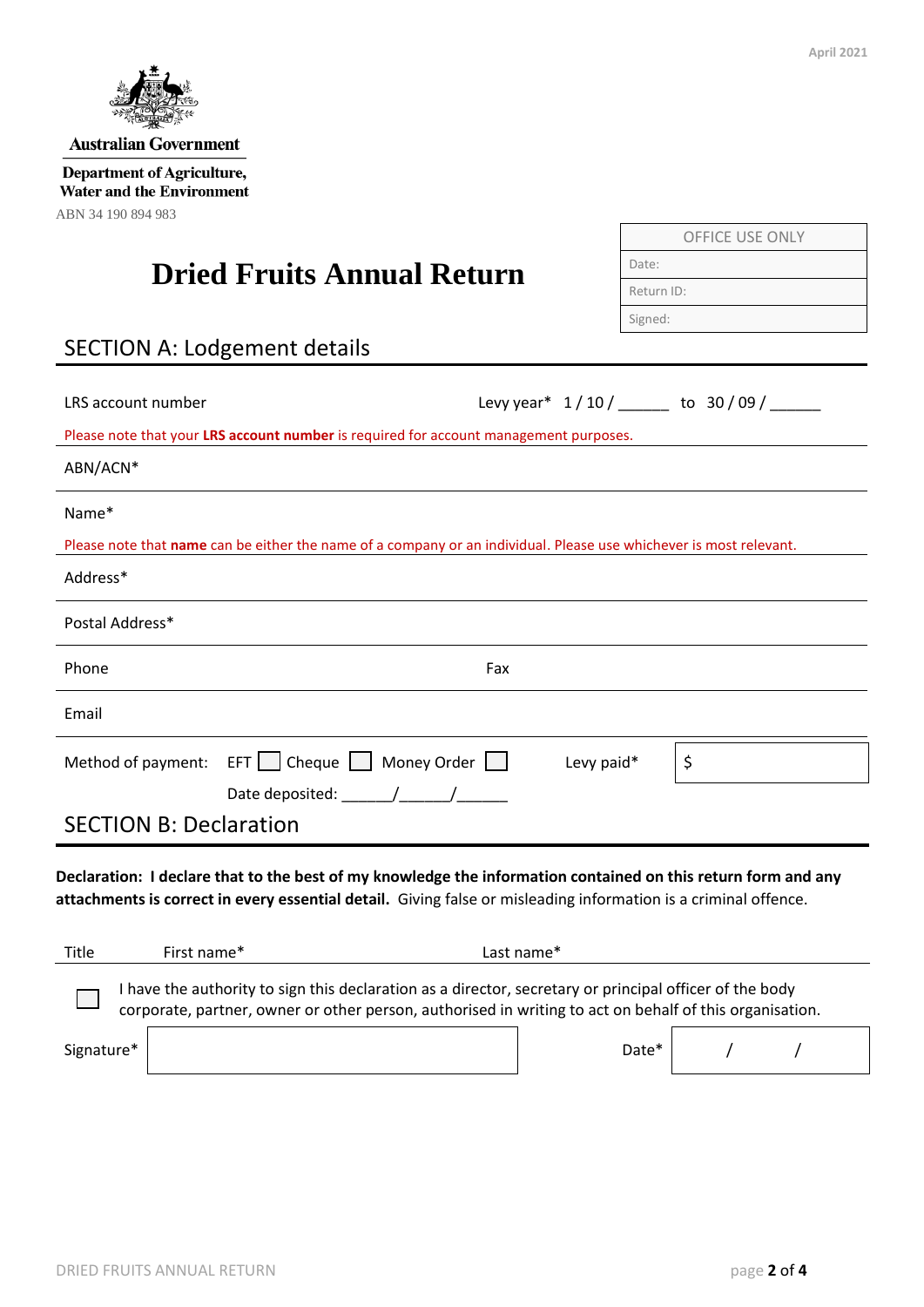April 2021

Australian Government

Department of Agriculture, Water and the Environment

ABN 34 190 894 983

| OFFICE USE ONLY |
| --- |
| Date: |
| Return ID: |
| Signed: |

# Dried Fruits Annual Return

## SECTION A: Lodgement details

LRS account number

Levy year* 1 / 10 / ______ to 30 / 09 / ______

Please note that your **LRS account number** is required for account management purposes.

ABN/ACN*

Name*

Please note that **name** can be either the name of a company or an individual. Please use whichever is most relevant.

Address*

Postal Address*

Phone

Fax

Email

Method of payment: EFT ☐ Cheque ☐ Money Order ☐

Levy paid* $

Date deposited: ______/______/______

## SECTION B: Declaration

**Declaration: I declare that to the best of my knowledge the information contained on this return form and any attachments is correct in every essential detail.** Giving false or misleading information is a criminal offence.

Title

First name*

Last name*

☐ I have the authority to sign this declaration as a director, secretary or principal officer of the body corporate, partner, owner or other person, authorised in writing to act on behalf of this organisation.

Signature*

Date* / /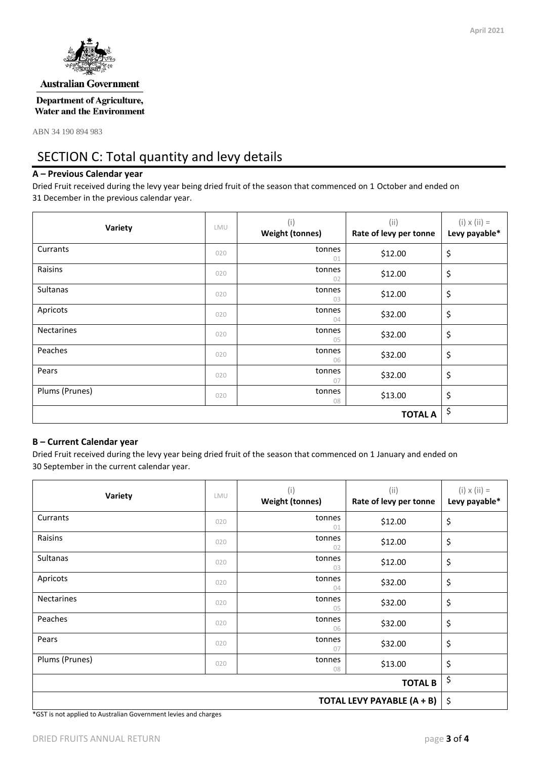Australian Government

Department of Agriculture, Water and the Environment

ABN 34 190 894 983

# SECTION C: Total quantity and levy details

### A – Previous Calendar year

Dried Fruit received during the levy year being dried fruit of the season that commenced on 1 October and ended on 31 December in the previous calendar year.

| Variety | LMU | (i) Weight (tonnes) | (ii) Rate of levy per tonne | (i) x (ii) = Levy payable* |
|---|---|---|---|---|
| Currants | 020 | tonnes 01 | $12.00 | $ |
| Raisins | 020 | tonnes 02 | $12.00 | $ |
| Sultanas | 020 | tonnes 03 | $12.00 | $ |
| Apricots | 020 | tonnes 04 | $32.00 | $ |
| Nectarines | 020 | tonnes 05 | $32.00 | $ |
| Peaches | 020 | tonnes 06 | $32.00 | $ |
| Pears | 020 | tonnes 07 | $32.00 | $ |
| Plums (Prunes) | 020 | tonnes 08 | $13.00 | $ |
| | | | **TOTAL A** | $ |

### B – Current Calendar year

Dried Fruit received during the levy year being dried fruit of the season that commenced on 1 January and ended on 30 September in the current calendar year.

| Variety | LMU | (i) Weight (tonnes) | (ii) Rate of levy per tonne | (i) x (ii) = Levy payable* |
|---|---|---|---|---|
| Currants | 020 | tonnes 01 | $12.00 | $ |
| Raisins | 020 | tonnes 02 | $12.00 | $ |
| Sultanas | 020 | tonnes 03 | $12.00 | $ |
| Apricots | 020 | tonnes 04 | $32.00 | $ |
| Nectarines | 020 | tonnes 05 | $32.00 | $ |
| Peaches | 020 | tonnes 06 | $32.00 | $ |
| Pears | 020 | tonnes 07 | $32.00 | $ |
| Plums (Prunes) | 020 | tonnes 08 | $13.00 | $ |
| | | | **TOTAL B** | $ |
| | | | **TOTAL LEVY PAYABLE (A + B)** | $ |

*GST is not applied to Australian Government levies and charges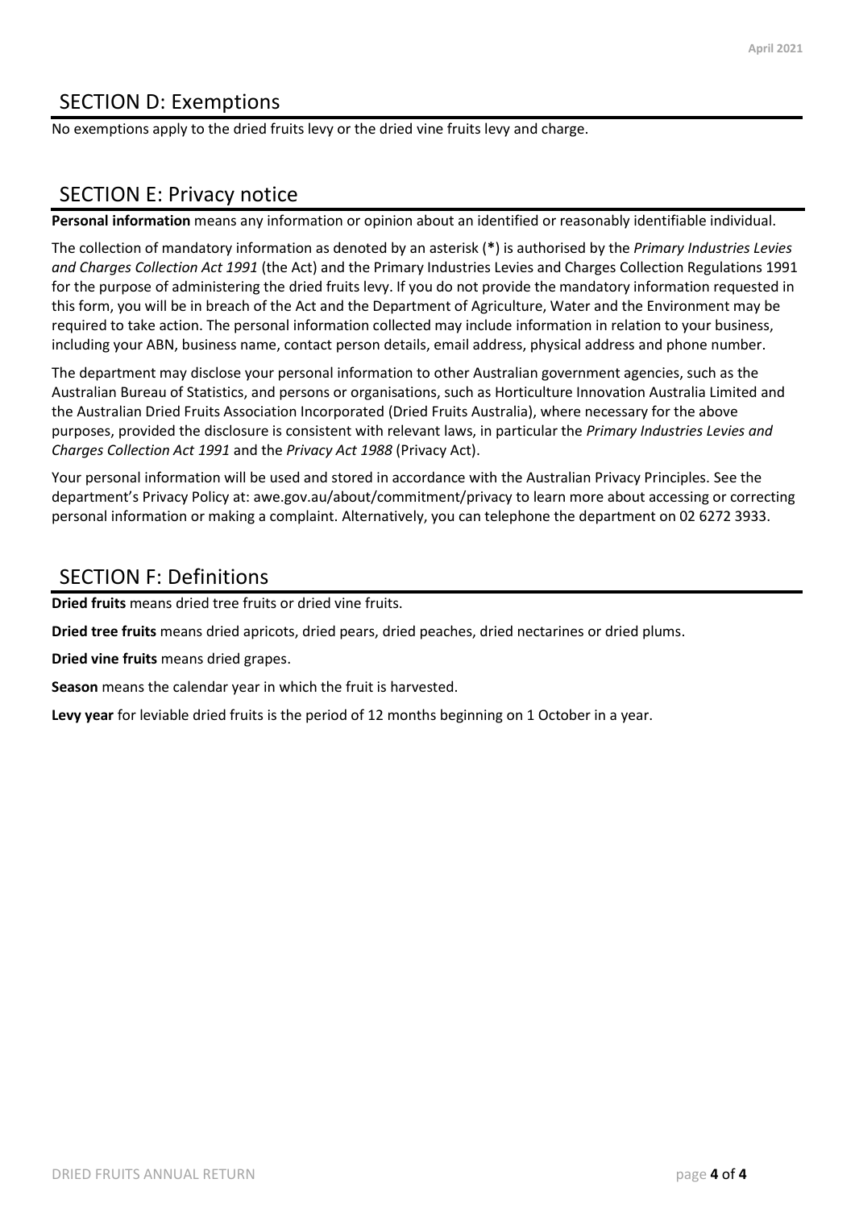## SECTION D: Exemptions

No exemptions apply to the dried fruits levy or the dried vine fruits levy and charge.

## SECTION E: Privacy notice

**Personal information** means any information or opinion about an identified or reasonably identifiable individual.

The collection of mandatory information as denoted by an asterisk (**\***) is authorised by the *Primary Industries Levies and Charges Collection Act 1991* (the Act) and the Primary Industries Levies and Charges Collection Regulations 1991 for the purpose of administering the dried fruits levy. If you do not provide the mandatory information requested in this form, you will be in breach of the Act and the Department of Agriculture, Water and the Environment may be required to take action. The personal information collected may include information in relation to your business, including your ABN, business name, contact person details, email address, physical address and phone number.

The department may disclose your personal information to other Australian government agencies, such as the Australian Bureau of Statistics, and persons or organisations, such as Horticulture Innovation Australia Limited and the Australian Dried Fruits Association Incorporated (Dried Fruits Australia), where necessary for the above purposes, provided the disclosure is consistent with relevant laws, in particular the *Primary Industries Levies and Charges Collection Act 1991* and the *Privacy Act 1988* (Privacy Act).

Your personal information will be used and stored in accordance with the Australian Privacy Principles. See the department's Privacy Policy at: awe.gov.au/about/commitment/privacy to learn more about accessing or correcting personal information or making a complaint. Alternatively, you can telephone the department on 02 6272 3933.

## SECTION F: Definitions

**Dried fruits** means dried tree fruits or dried vine fruits.

**Dried tree fruits** means dried apricots, dried pears, dried peaches, dried nectarines or dried plums.

**Dried vine fruits** means dried grapes.

**Season** means the calendar year in which the fruit is harvested.

**Levy year** for leviable dried fruits is the period of 12 months beginning on 1 October in a year.